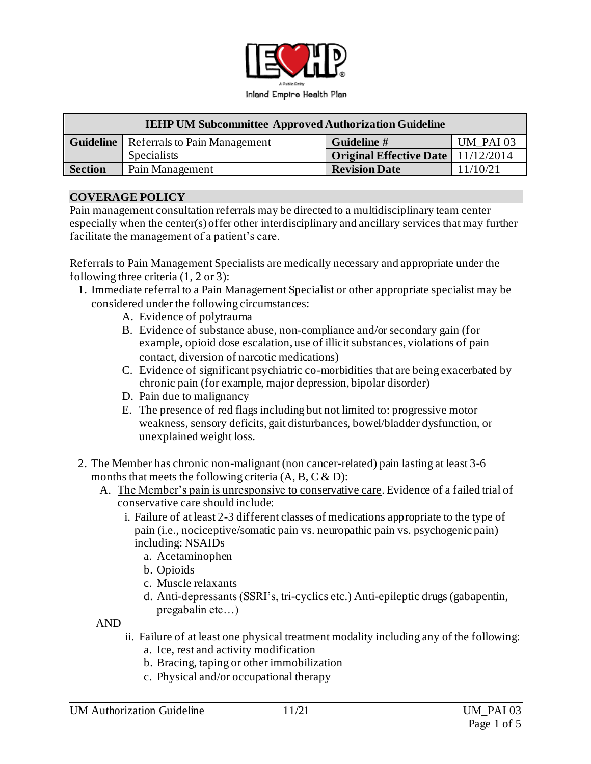Inland Empire Health Plan

| IEHP UM Subcommittee Approved Authorization Guideline | | | |
|---|---|---|---|
| **Guideline** | Referrals to Pain Management Specialists | **Guideline #** | UM_PAI 03 |
| | | **Original Effective Date** | 11/12/2014 |
| **Section** | Pain Management | **Revision Date** | 11/10/21 |

## COVERAGE POLICY

Pain management consultation referrals may be directed to a multidisciplinary team center especially when the center(s) offer other interdisciplinary and ancillary services that may further facilitate the management of a patient's care.

Referrals to Pain Management Specialists are medically necessary and appropriate under the following three criteria (1, 2 or 3):

1. Immediate referral to a Pain Management Specialist or other appropriate specialist may be considered under the following circumstances:
   - A. Evidence of polytrauma
   - B. Evidence of substance abuse, non-compliance and/or secondary gain (for example, opioid dose escalation, use of illicit substances, violations of pain contact, diversion of narcotic medications)
   - C. Evidence of significant psychiatric co-morbidities that are being exacerbated by chronic pain (for example, major depression, bipolar disorder)
   - D. Pain due to malignancy
   - E. The presence of red flags including but not limited to: progressive motor weakness, sensory deficits, gait disturbances, bowel/bladder dysfunction, or unexplained weight loss.

2. The Member has chronic non-malignant (non cancer-related) pain lasting at least 3-6 months that meets the following criteria (A, B, C & D):
   - A. <u>The Member's pain is unresponsive to conservative care</u>. Evidence of a failed trial of conservative care should include:
     - i. Failure of at least 2-3 different classes of medications appropriate to the type of pain (i.e., nociceptive/somatic pain vs. neuropathic pain vs. psychogenic pain) including: NSAIDs
       - a. Acetaminophen
       - b. Opioids
       - c. Muscle relaxants
       - d. Anti-depressants (SSRI's, tri-cyclics etc.) Anti-epileptic drugs (gabapentin, pregabalin etc…)

     AND

     - ii. Failure of at least one physical treatment modality including any of the following:
       - a. Ice, rest and activity modification
       - b. Bracing, taping or other immobilization
       - c. Physical and/or occupational therapy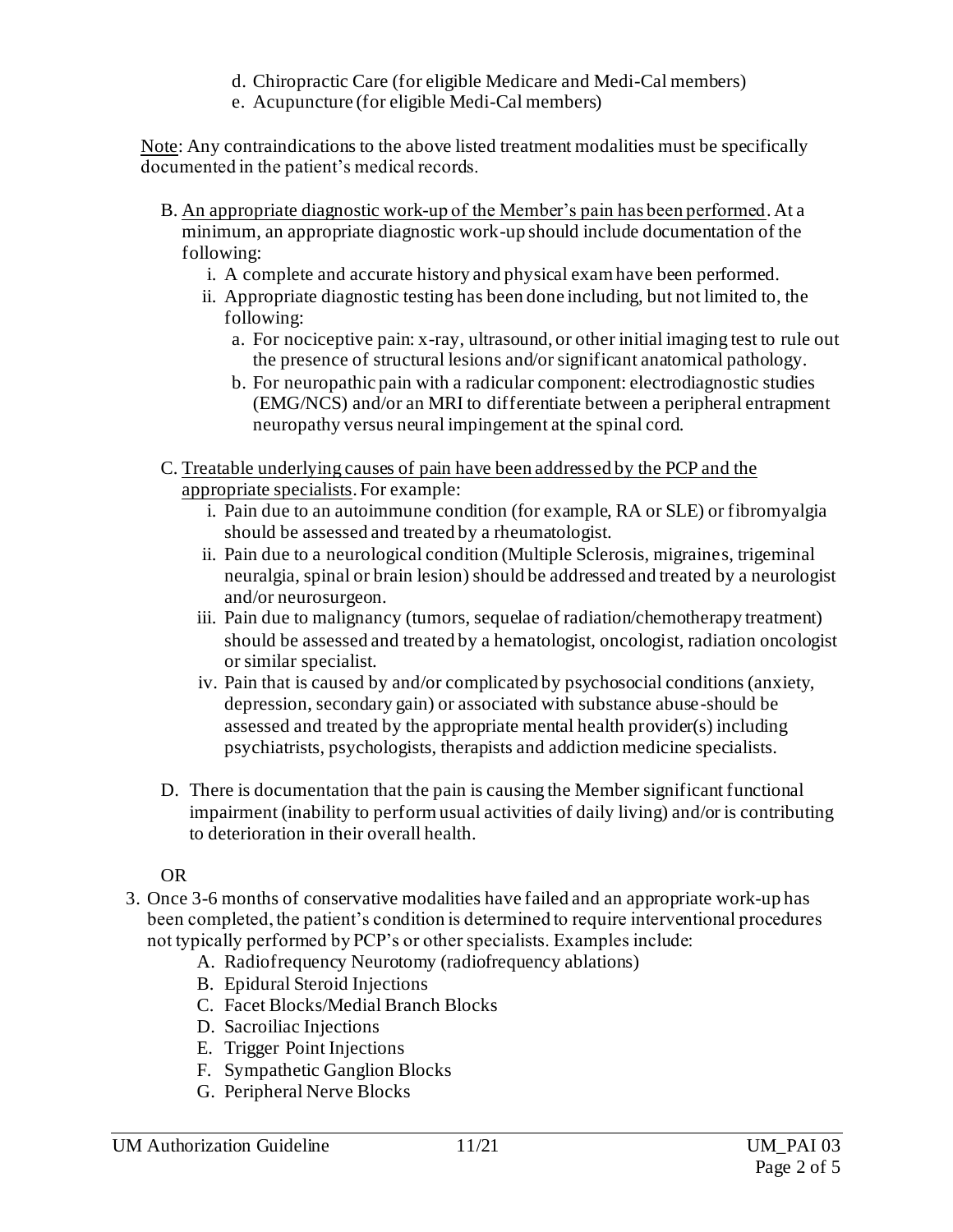d. Chiropractic Care (for eligible Medicare and Medi-Cal members)
e. Acupuncture (for eligible Medi-Cal members)

<u>Note</u>: Any contraindications to the above listed treatment modalities must be specifically documented in the patient's medical records.

B. <u>An appropriate diagnostic work-up of the Member's pain has been performed</u>. At a minimum, an appropriate diagnostic work-up should include documentation of the following:
   i. A complete and accurate history and physical exam have been performed.
   ii. Appropriate diagnostic testing has been done including, but not limited to, the following:
      a. For nociceptive pain: x-ray, ultrasound, or other initial imaging test to rule out the presence of structural lesions and/or significant anatomical pathology.
      b. For neuropathic pain with a radicular component: electrodiagnostic studies (EMG/NCS) and/or an MRI to differentiate between a peripheral entrapment neuropathy versus neural impingement at the spinal cord.

C. <u>Treatable underlying causes of pain have been addressed by the PCP and the appropriate specialists</u>. For example:
   i. Pain due to an autoimmune condition (for example, RA or SLE) or fibromyalgia should be assessed and treated by a rheumatologist.
   ii. Pain due to a neurological condition (Multiple Sclerosis, migraines, trigeminal neuralgia, spinal or brain lesion) should be addressed and treated by a neurologist and/or neurosurgeon.
   iii. Pain due to malignancy (tumors, sequelae of radiation/chemotherapy treatment) should be assessed and treated by a hematologist, oncologist, radiation oncologist or similar specialist.
   iv. Pain that is caused by and/or complicated by psychosocial conditions (anxiety, depression, secondary gain) or associated with substance abuse-should be assessed and treated by the appropriate mental health provider(s) including psychiatrists, psychologists, therapists and addiction medicine specialists.

D. There is documentation that the pain is causing the Member significant functional impairment (inability to perform usual activities of daily living) and/or is contributing to deterioration in their overall health.

OR

3. Once 3-6 months of conservative modalities have failed and an appropriate work-up has been completed, the patient's condition is determined to require interventional procedures not typically performed by PCP's or other specialists. Examples include:
   A. Radiofrequency Neurotomy (radiofrequency ablations)
   B. Epidural Steroid Injections
   C. Facet Blocks/Medial Branch Blocks
   D. Sacroiliac Injections
   E. Trigger Point Injections
   F. Sympathetic Ganglion Blocks
   G. Peripheral Nerve Blocks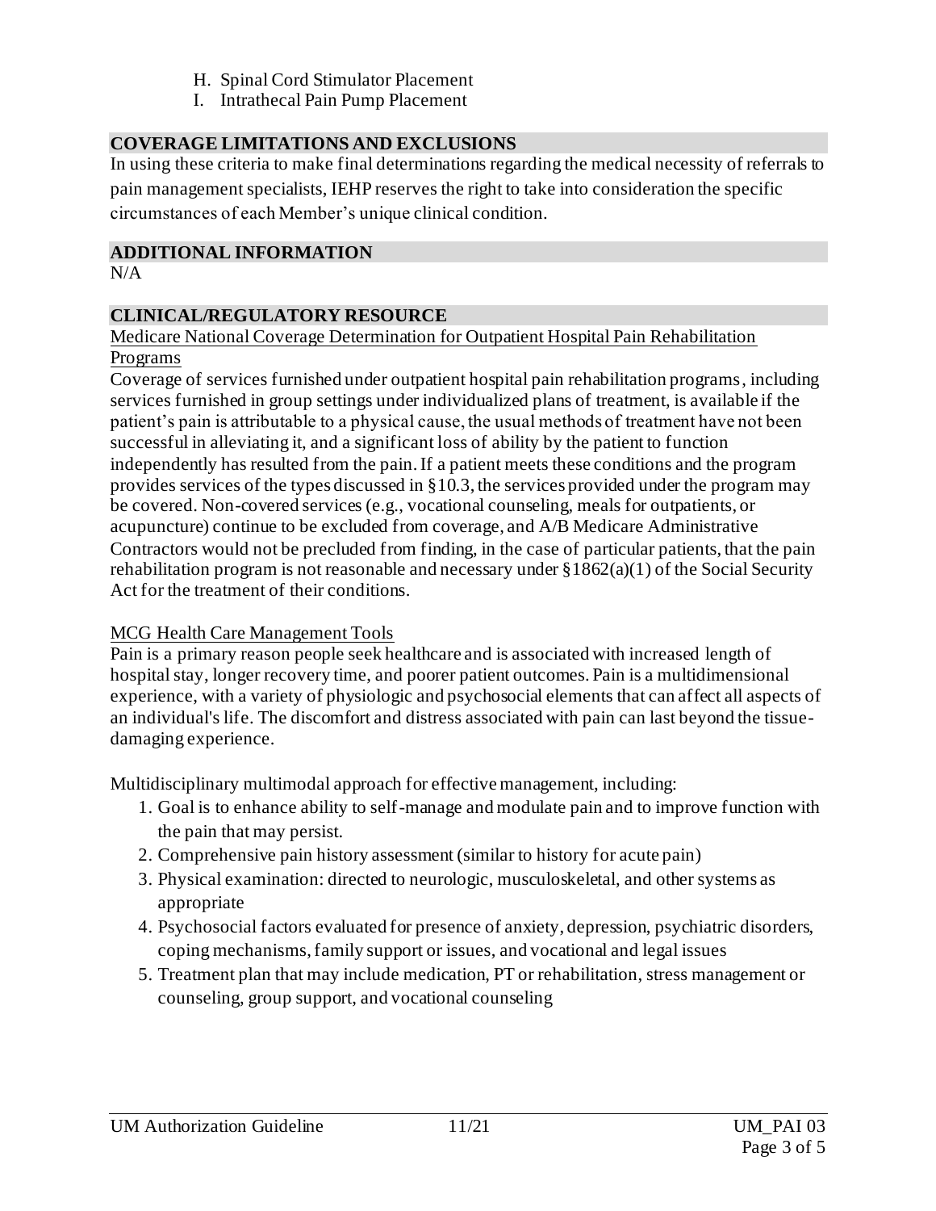H. Spinal Cord Stimulator Placement
I. Intrathecal Pain Pump Placement

## COVERAGE LIMITATIONS AND EXCLUSIONS

In using these criteria to make final determinations regarding the medical necessity of referrals to pain management specialists, IEHP reserves the right to take into consideration the specific circumstances of each Member's unique clinical condition.

## ADDITIONAL INFORMATION

N/A

## CLINICAL/REGULATORY RESOURCE

Medicare National Coverage Determination for Outpatient Hospital Pain Rehabilitation Programs

Coverage of services furnished under outpatient hospital pain rehabilitation programs, including services furnished in group settings under individualized plans of treatment, is available if the patient's pain is attributable to a physical cause, the usual methods of treatment have not been successful in alleviating it, and a significant loss of ability by the patient to function independently has resulted from the pain. If a patient meets these conditions and the program provides services of the types discussed in §10.3, the services provided under the program may be covered. Non-covered services (e.g., vocational counseling, meals for outpatients, or acupuncture) continue to be excluded from coverage, and A/B Medicare Administrative Contractors would not be precluded from finding, in the case of particular patients, that the pain rehabilitation program is not reasonable and necessary under §1862(a)(1) of the Social Security Act for the treatment of their conditions.

MCG Health Care Management Tools

Pain is a primary reason people seek healthcare and is associated with increased length of hospital stay, longer recovery time, and poorer patient outcomes. Pain is a multidimensional experience, with a variety of physiologic and psychosocial elements that can affect all aspects of an individual's life. The discomfort and distress associated with pain can last beyond the tissue-damaging experience.

Multidisciplinary multimodal approach for effective management, including:

1. Goal is to enhance ability to self-manage and modulate pain and to improve function with the pain that may persist.
2. Comprehensive pain history assessment (similar to history for acute pain)
3. Physical examination: directed to neurologic, musculoskeletal, and other systems as appropriate
4. Psychosocial factors evaluated for presence of anxiety, depression, psychiatric disorders, coping mechanisms, family support or issues, and vocational and legal issues
5. Treatment plan that may include medication, PT or rehabilitation, stress management or counseling, group support, and vocational counseling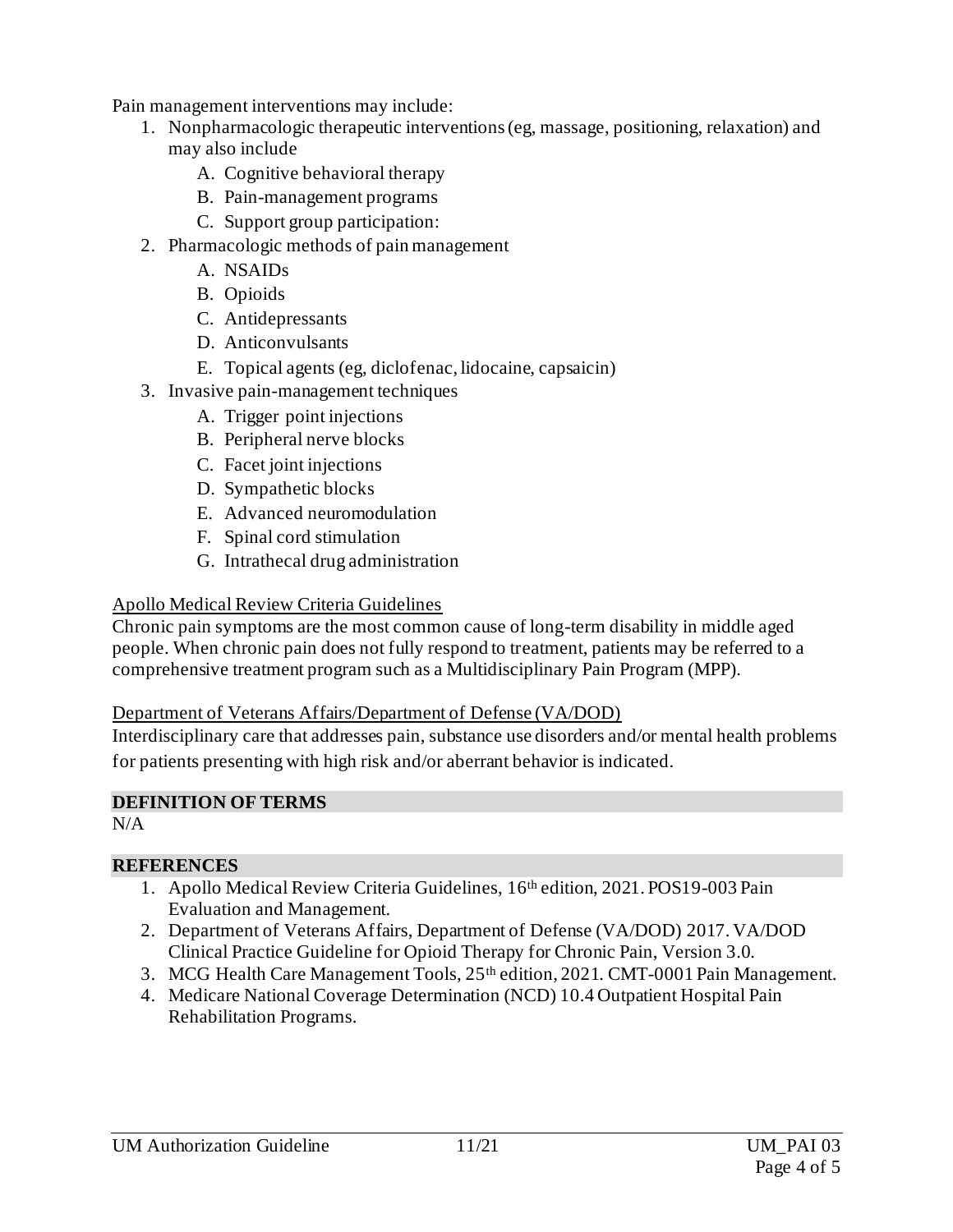Pain management interventions may include:

1. Nonpharmacologic therapeutic interventions (eg, massage, positioning, relaxation) and may also include
   - A. Cognitive behavioral therapy
   - B. Pain-management programs
   - C. Support group participation:
2. Pharmacologic methods of pain management
   - A. NSAIDs
   - B. Opioids
   - C. Antidepressants
   - D. Anticonvulsants
   - E. Topical agents (eg, diclofenac, lidocaine, capsaicin)
3. Invasive pain-management techniques
   - A. Trigger point injections
   - B. Peripheral nerve blocks
   - C. Facet joint injections
   - D. Sympathetic blocks
   - E. Advanced neuromodulation
   - F. Spinal cord stimulation
   - G. Intrathecal drug administration

Apollo Medical Review Criteria Guidelines

Chronic pain symptoms are the most common cause of long-term disability in middle aged people. When chronic pain does not fully respond to treatment, patients may be referred to a comprehensive treatment program such as a Multidisciplinary Pain Program (MPP).

Department of Veterans Affairs/Department of Defense (VA/DOD)

Interdisciplinary care that addresses pain, substance use disorders and/or mental health problems for patients presenting with high risk and/or aberrant behavior is indicated.

## DEFINITION OF TERMS

N/A

## REFERENCES

1. Apollo Medical Review Criteria Guidelines, 16th edition, 2021. POS19-003 Pain Evaluation and Management.
2. Department of Veterans Affairs, Department of Defense (VA/DOD) 2017. VA/DOD Clinical Practice Guideline for Opioid Therapy for Chronic Pain, Version 3.0.
3. MCG Health Care Management Tools, 25th edition, 2021. CMT-0001 Pain Management.
4. Medicare National Coverage Determination (NCD) 10.4 Outpatient Hospital Pain Rehabilitation Programs.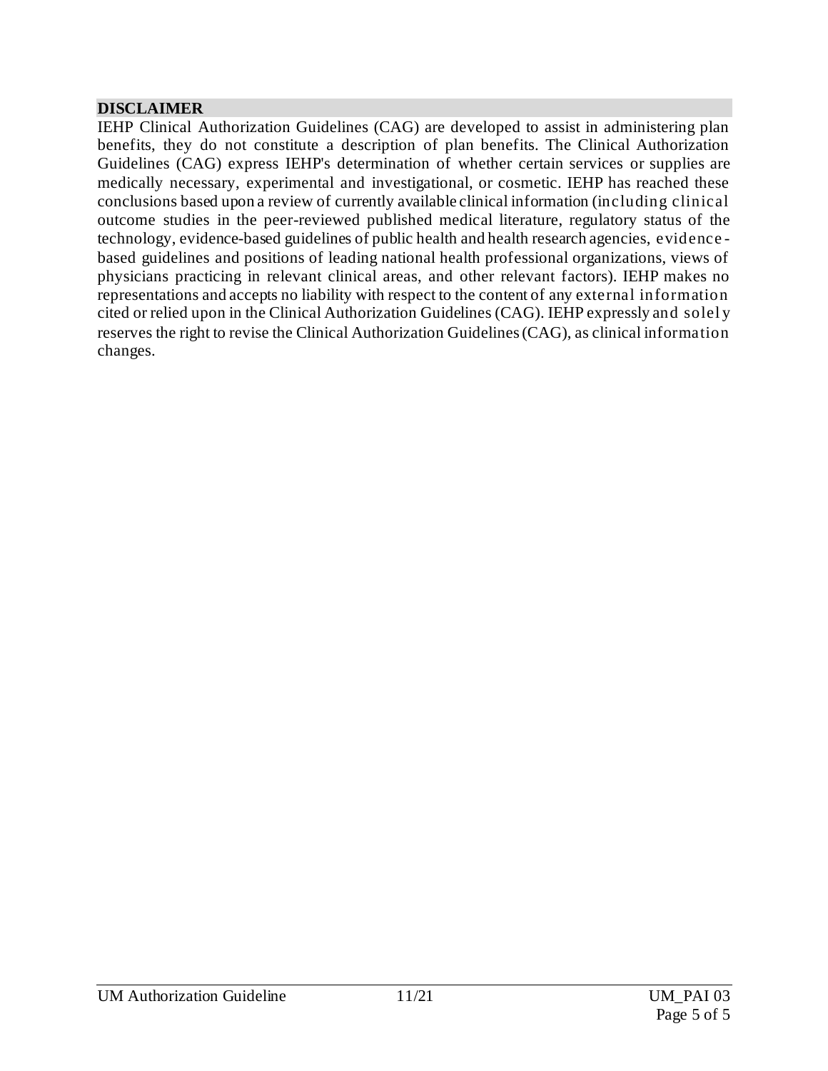## DISCLAIMER

IEHP Clinical Authorization Guidelines (CAG) are developed to assist in administering plan benefits, they do not constitute a description of plan benefits. The Clinical Authorization Guidelines (CAG) express IEHP's determination of whether certain services or supplies are medically necessary, experimental and investigational, or cosmetic. IEHP has reached these conclusions based upon a review of currently available clinical information (including clinical outcome studies in the peer-reviewed published medical literature, regulatory status of the technology, evidence-based guidelines of public health and health research agencies, evidence-based guidelines and positions of leading national health professional organizations, views of physicians practicing in relevant clinical areas, and other relevant factors). IEHP makes no representations and accepts no liability with respect to the content of any external information cited or relied upon in the Clinical Authorization Guidelines (CAG). IEHP expressly and solely reserves the right to revise the Clinical Authorization Guidelines (CAG), as clinical information changes.